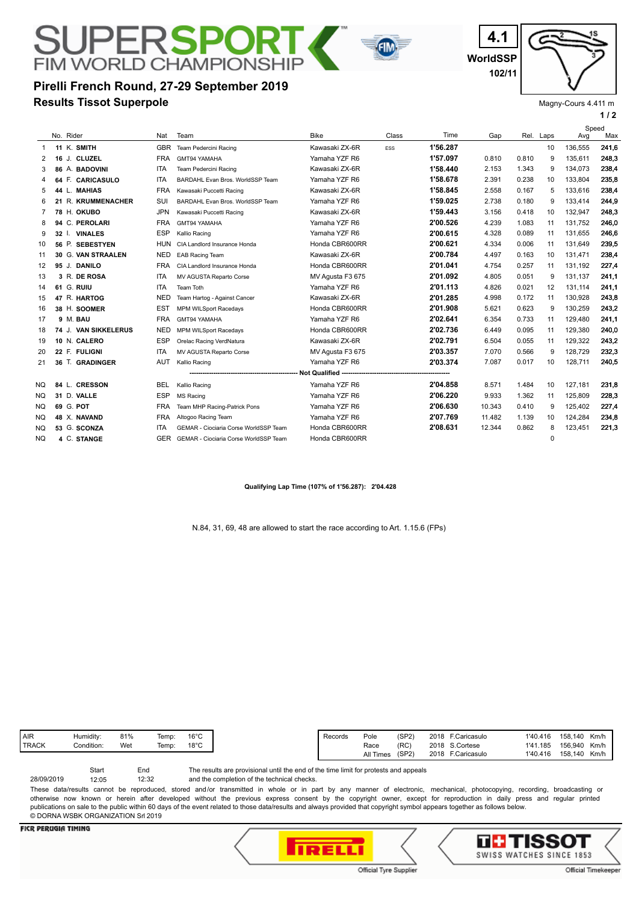# SUPERSPORT FIM WORLD CHAMPIONSHIP

## Pirelli French Round, 27-29 September 2019

## Results Tissot Superpole

4.1 WorldSSP 102/11

Magny-Cours 4.411 m

| | No. | Rider | Nat | Team | Bike | Class | Time | Gap | Rel. | Laps | Speed Avg | Speed Max |
|---|---|---|---|---|---|---|---|---|---|---|---|---|
| 1 | 11 | K. SMITH | GBR | Team Pedercini Racing | Kawasaki ZX-6R | ESS | 1'56.287 | | | 10 | 136,555 | 241,6 |
| 2 | 16 | J. CLUZEL | FRA | GMT94 YAMAHA | Yamaha YZF R6 | | 1'57.097 | 0.810 | 0.810 | 9 | 135,611 | 248,3 |
| 3 | 86 | A. BADOVINI | ITA | Team Pedercini Racing | Kawasaki ZX-6R | | 1'58.440 | 2.153 | 1.343 | 9 | 134,073 | 238,4 |
| 4 | 64 | F. CARICASULO | ITA | BARDAHL Evan Bros. WorldSSP Team | Yamaha YZF R6 | | 1'58.678 | 2.391 | 0.238 | 10 | 133,804 | 235,8 |
| 5 | 44 | L. MAHIAS | FRA | Kawasaki Puccetti Racing | Kawasaki ZX-6R | | 1'58.845 | 2.558 | 0.167 | 5 | 133,616 | 238,4 |
| 6 | 21 | R. KRUMMENACHER | SUI | BARDAHL Evan Bros. WorldSSP Team | Yamaha YZF R6 | | 1'59.025 | 2.738 | 0.180 | 9 | 133,414 | 244,9 |
| 7 | 78 | H. OKUBO | JPN | Kawasaki Puccetti Racing | Kawasaki ZX-6R | | 1'59.443 | 3.156 | 0.418 | 10 | 132,947 | 248,3 |
| 8 | 94 | C. PEROLARI | FRA | GMT94 YAMAHA | Yamaha YZF R6 | | 2'00.526 | 4.239 | 1.083 | 11 | 131,752 | 246,0 |
| 9 | 32 | I. VINALES | ESP | Kallio Racing | Yamaha YZF R6 | | 2'00.615 | 4.328 | 0.089 | 11 | 131,655 | 246,6 |
| 10 | 56 | P. SEBESTYEN | HUN | CIA Landlord Insurance Honda | Honda CBR600RR | | 2'00.621 | 4.334 | 0.006 | 11 | 131,649 | 239,5 |
| 11 | 30 | G. VAN STRAALEN | NED | EAB Racing Team | Kawasaki ZX-6R | | 2'00.784 | 4.497 | 0.163 | 10 | 131,471 | 238,4 |
| 12 | 95 | J. DANILO | FRA | CIA Landlord Insurance Honda | Honda CBR600RR | | 2'01.041 | 4.754 | 0.257 | 11 | 131,192 | 227,4 |
| 13 | 3 | R. DE ROSA | ITA | MV AGUSTA Reparto Corse | MV Agusta F3 675 | | 2'01.092 | 4.805 | 0.051 | 9 | 131,137 | 241,1 |
| 14 | 61 | G. RUIU | ITA | Team Toth | Yamaha YZF R6 | | 2'01.113 | 4.826 | 0.021 | 12 | 131,114 | 241,1 |
| 15 | 47 | R. HARTOG | NED | Team Hartog - Against Cancer | Kawasaki ZX-6R | | 2'01.285 | 4.998 | 0.172 | 11 | 130,928 | 243,8 |
| 16 | 38 | H. SOOMER | EST | MPM WILSport Racedays | Honda CBR600RR | | 2'01.908 | 5.621 | 0.623 | 9 | 130,259 | 243,2 |
| 17 | 9 | M. BAU | FRA | GMT94 YAMAHA | Yamaha YZF R6 | | 2'02.641 | 6.354 | 0.733 | 11 | 129,480 | 241,1 |
| 18 | 74 | J. VAN SIKKELERUS | NED | MPM WILSport Racedays | Honda CBR600RR | | 2'02.736 | 6.449 | 0.095 | 11 | 129,380 | 240,0 |
| 19 | 10 | N. CALERO | ESP | Orelac Racing VerdNatura | Kawasaki ZX-6R | | 2'02.791 | 6.504 | 0.055 | 11 | 129,322 | 243,2 |
| 20 | 22 | F. FULIGNI | ITA | MV AGUSTA Reparto Corse | MV Agusta F3 675 | | 2'03.357 | 7.070 | 0.566 | 9 | 128,729 | 232,3 |
| 21 | 36 | T. GRADINGER | AUT | Kallio Racing | Yamaha YZF R6 | | 2'03.374 | 7.087 | 0.017 | 10 | 128,711 | 240,5 |
| | | | | Not Qualified | | | | | | | | |
| NQ | 84 | L. CRESSON | BEL | Kallio Racing | Yamaha YZF R6 | | 2'04.858 | 8.571 | 1.484 | 10 | 127,181 | 231,8 |
| NQ | 31 | D. VALLE | ESP | MS Racing | Yamaha YZF R6 | | 2'06.220 | 9.933 | 1.362 | 11 | 125,809 | 228,3 |
| NQ | 69 | G. POT | FRA | Team MHP Racing-Patrick Pons | Yamaha YZF R6 | | 2'06.630 | 10.343 | 0.410 | 9 | 125,402 | 227,4 |
| NQ | 48 | X. NAVAND | FRA | Altogoo Racing Team | Yamaha YZF R6 | | 2'07.769 | 11.482 | 1.139 | 10 | 124,284 | 234,8 |
| NQ | 53 | G. SCONZA | ITA | GEMAR - Ciociaria Corse WorldSSP Team | Honda CBR600RR | | 2'08.631 | 12.344 | 0.862 | 8 | 123,451 | 221,3 |
| NQ | 4 | C. STANGE | GER | GEMAR - Ciociaria Corse WorldSSP Team | Honda CBR600RR | | | | | 0 | | |

**Qualifying Lap Time (107% of 1'56.287): 2'04.428**

N.84, 31, 69, 48 are allowed to start the race according to Art. 1.15.6 (FPs)

| AIR | Humidity: | 81% | Temp: | 16°C |
|---|---|---|---|---|
| TRACK | Condition: | Wet | Temp: | 18°C |

| Records | | | | | | |
|---|---|---|---|---|---|---|
| Pole | (SP2) | 2018 | F.Caricasulo | 1'40.416 | 158,140 | Km/h |
| Race | (RC) | 2018 | S.Cortese | 1'41.185 | 156,940 | Km/h |
| All Times | (SP2) | 2018 | F.Caricasulo | 1'40.416 | 158,140 | Km/h |

| | Start | End |
|---|---|---|
| 28/09/2019 | 12:05 | 12:32 |

The results are provisional until the end of the time limit for protests and appeals and the completion of the technical checks.

These data/results cannot be reproduced, stored and/or transmitted in whole or in part by any manner of electronic, mechanical, photocopying, recording, broadcasting or otherwise now known or herein after developed without the previous express consent by the copyright owner, except for reproduction in daily press and regular printed publications on sale to the public within 60 days of the event related to those data/results and always provided that copyright symbol appears together as follows below.
© DORNA WSBK ORGANIZATION Srl 2019

FICR PERUGIA TIMING — PIRELLI Official Tyre Supplier — TISSOT SWISS WATCHES SINCE 1853 Official Timekeeper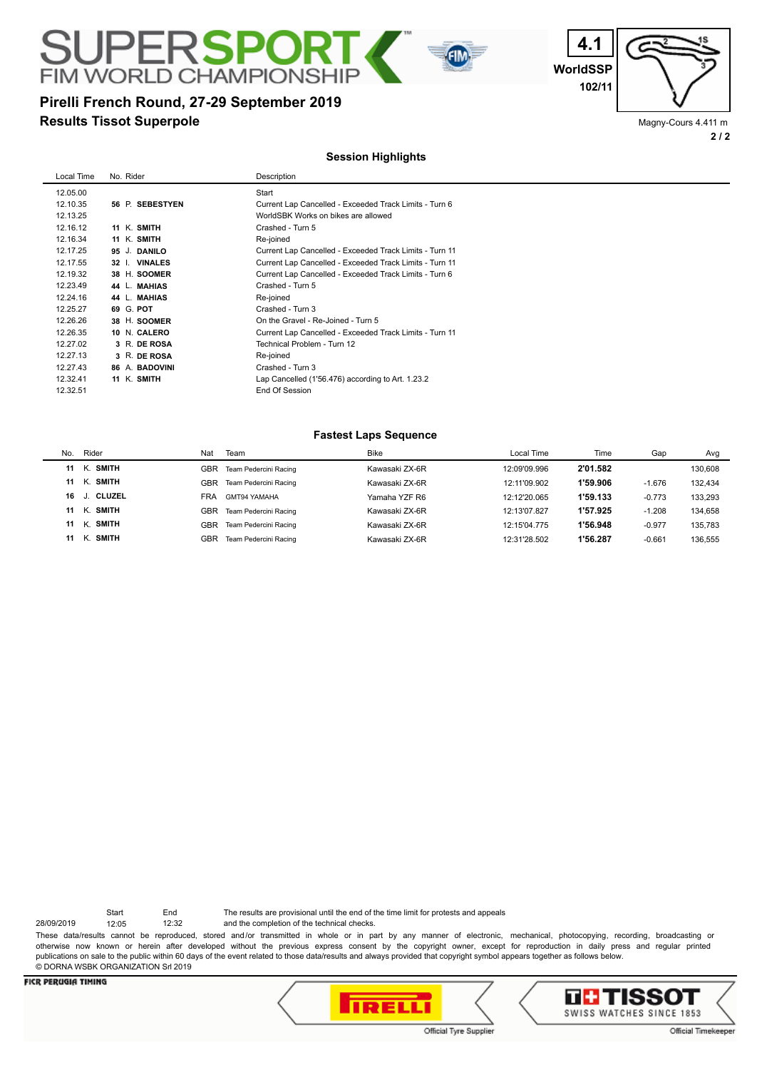# SUPERSPORT FIM WORLD CHAMPIONSHIP

## Pirelli French Round, 27-29 September 2019

## Results Tissot Superpole

4.1
WorldSSP
102/11

Magny-Cours 4.411 m

### Session Highlights

| Local Time | No. Rider | Description |
|---|---|---|
| 12.05.00 | | Start |
| 12.10.35 | **56** P. **SEBESTYEN** | Current Lap Cancelled - Exceeded Track Limits - Turn 6 |
| 12.13.25 | | WorldSBK Works on bikes are allowed |
| 12.16.12 | **11** K. **SMITH** | Crashed - Turn 5 |
| 12.16.34 | **11** K. **SMITH** | Re-joined |
| 12.17.25 | **95** J. **DANILO** | Current Lap Cancelled - Exceeded Track Limits - Turn 11 |
| 12.17.55 | **32** I. **VINALES** | Current Lap Cancelled - Exceeded Track Limits - Turn 11 |
| 12.19.32 | **38** H. **SOOMER** | Current Lap Cancelled - Exceeded Track Limits - Turn 6 |
| 12.23.49 | **44** L. **MAHIAS** | Crashed - Turn 5 |
| 12.24.16 | **44** L. **MAHIAS** | Re-joined |
| 12.25.27 | **69** G. **POT** | Crashed - Turn 3 |
| 12.26.26 | **38** H. **SOOMER** | On the Gravel - Re-Joined - Turn 5 |
| 12.26.35 | **10** N. **CALERO** | Current Lap Cancelled - Exceeded Track Limits - Turn 11 |
| 12.27.02 | **3** R. **DE ROSA** | Technical Problem - Turn 12 |
| 12.27.13 | **3** R. **DE ROSA** | Re-joined |
| 12.27.43 | **86** A. **BADOVINI** | Crashed - Turn 3 |
| 12.32.41 | **11** K. **SMITH** | Lap Cancelled (1'56.476) according to Art. 1.23.2 |
| 12.32.51 | | End Of Session |

### Fastest Laps Sequence

| No. | Rider | Nat | Team | Bike | Local Time | Time | Gap | Avg |
|---|---|---|---|---|---|---|---|---|
| **11** | K. **SMITH** | GBR | Team Pedercini Racing | Kawasaki ZX-6R | 12:09'09.996 | **2'01.582** | | 130,608 |
| **11** | K. **SMITH** | GBR | Team Pedercini Racing | Kawasaki ZX-6R | 12:11'09.902 | **1'59.906** | -1.676 | 132,434 |
| **16** | J. **CLUZEL** | FRA | GMT94 YAMAHA | Yamaha YZF R6 | 12:12'20.065 | **1'59.133** | -0.773 | 133,293 |
| **11** | K. **SMITH** | GBR | Team Pedercini Racing | Kawasaki ZX-6R | 12:13'07.827 | **1'57.925** | -1.208 | 134,658 |
| **11** | K. **SMITH** | GBR | Team Pedercini Racing | Kawasaki ZX-6R | 12:15'04.775 | **1'56.948** | -0.977 | 135,783 |
| **11** | K. **SMITH** | GBR | Team Pedercini Racing | Kawasaki ZX-6R | 12:31'28.502 | **1'56.287** | -0.661 | 136,555 |

| | Start | End | |
|---|---|---|---|
| 28/09/2019 | 12:05 | 12:32 | The results are provisional until the end of the time limit for protests and appeals and the completion of the technical checks. |

These data/results cannot be reproduced, stored and/or transmitted in whole or in part by any manner of electronic, mechanical, photocopying, recording, broadcasting or otherwise now known or herein after developed without the previous express consent by the copyright owner, except for reproduction in daily press and regular printed publications on sale to the public within 60 days of the event related to those data/results and always provided that copyright symbol appears together as follows below.
© DORNA WSBK ORGANIZATION Srl 2019

FICR PERUGIA TIMING

Official Tyre Supplier

TISSOT SWISS WATCHES SINCE 1853 Official Timekeeper